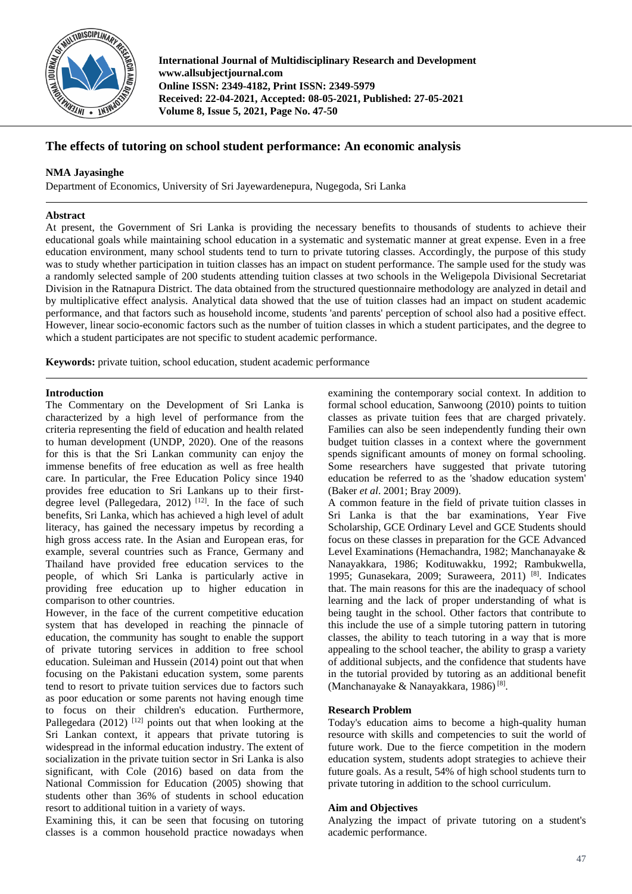# The effects of tutoring on school student performance: An economic analysis

**NMA Jayasinghe**

Department of Economics, University of Sri Jayewardenepura, Nugegoda, Sri Lanka

## Abstract

At present, the Government of Sri Lanka is providing the necessary benefits to thousands of students to achieve their educational goals while maintaining school education in a systematic and systematic manner at great expense. Even in a free education environment, many school students tend to turn to private tutoring classes. Accordingly, the purpose of this study was to study whether participation in tuition classes has an impact on student performance. The sample used for the study was a randomly selected sample of 200 students attending tuition classes at two schools in the Weligepola Divisional Secretariat Division in the Ratnapura District. The data obtained from the structured questionnaire methodology are analyzed in detail and by multiplicative effect analysis. Analytical data showed that the use of tuition classes had an impact on student academic performance, and that factors such as household income, students 'and parents' perception of school also had a positive effect. However, linear socio-economic factors such as the number of tuition classes in which a student participates, and the degree to which a student participates are not specific to student academic performance.

**Keywords:** private tuition, school education, student academic performance

## Introduction

The Commentary on the Development of Sri Lanka is characterized by a high level of performance from the criteria representing the field of education and health related to human development (UNDP, 2020). One of the reasons for this is that the Sri Lankan community can enjoy the immense benefits of free education as well as free health care. In particular, the Free Education Policy since 1940 provides free education to Sri Lankans up to their first-degree level (Pallegedara, 2012) [12]. In the face of such benefits, Sri Lanka, which has achieved a high level of adult literacy, has gained the necessary impetus by recording a high gross access rate. In the Asian and European eras, for example, several countries such as France, Germany and Thailand have provided free education services to the people, of which Sri Lanka is particularly active in providing free education up to higher education in comparison to other countries.

However, in the face of the current competitive education system that has developed in reaching the pinnacle of education, the community has sought to enable the support of private tutoring services in addition to free school education. Suleiman and Hussein (2014) point out that when focusing on the Pakistani education system, some parents tend to resort to private tuition services due to factors such as poor education or some parents not having enough time to focus on their children's education. Furthermore, Pallegedara (2012) [12] points out that when looking at the Sri Lankan context, it appears that private tutoring is widespread in the informal education industry. The extent of socialization in the private tuition sector in Sri Lanka is also significant, with Cole (2016) based on data from the National Commission for Education (2005) showing that students other than 36% of students in school education resort to additional tuition in a variety of ways.

Examining this, it can be seen that focusing on tutoring classes is a common household practice nowadays when examining the contemporary social context. In addition to formal school education, Sanwoong (2010) points to tuition classes as private tuition fees that are charged privately. Families can also be seen independently funding their own budget tuition classes in a context where the government spends significant amounts of money on formal schooling. Some researchers have suggested that private tutoring education be referred to as the 'shadow education system' (Baker *et al*. 2001; Bray 2009).

A common feature in the field of private tuition classes in Sri Lanka is that the bar examinations, Year Five Scholarship, GCE Ordinary Level and GCE Students should focus on these classes in preparation for the GCE Advanced Level Examinations (Hemachandra, 1982; Manchanayake & Nanayakkara, 1986; Kodituwakku, 1992; Rambukwella, 1995; Gunasekara, 2009; Suraweera, 2011) [8]. Indicates that. The main reasons for this are the inadequacy of school learning and the lack of proper understanding of what is being taught in the school. Other factors that contribute to this include the use of a simple tutoring pattern in tutoring classes, the ability to teach tutoring in a way that is more appealing to the school teacher, the ability to grasp a variety of additional subjects, and the confidence that students have in the tutorial provided by tutoring as an additional benefit (Manchanayake & Nanayakkara, 1986) [8].

### Research Problem

Today's education aims to become a high-quality human resource with skills and competencies to suit the world of future work. Due to the fierce competition in the modern education system, students adopt strategies to achieve their future goals. As a result, 54% of high school students turn to private tutoring in addition to the school curriculum.

### Aim and Objectives

Analyzing the impact of private tutoring on a student's academic performance.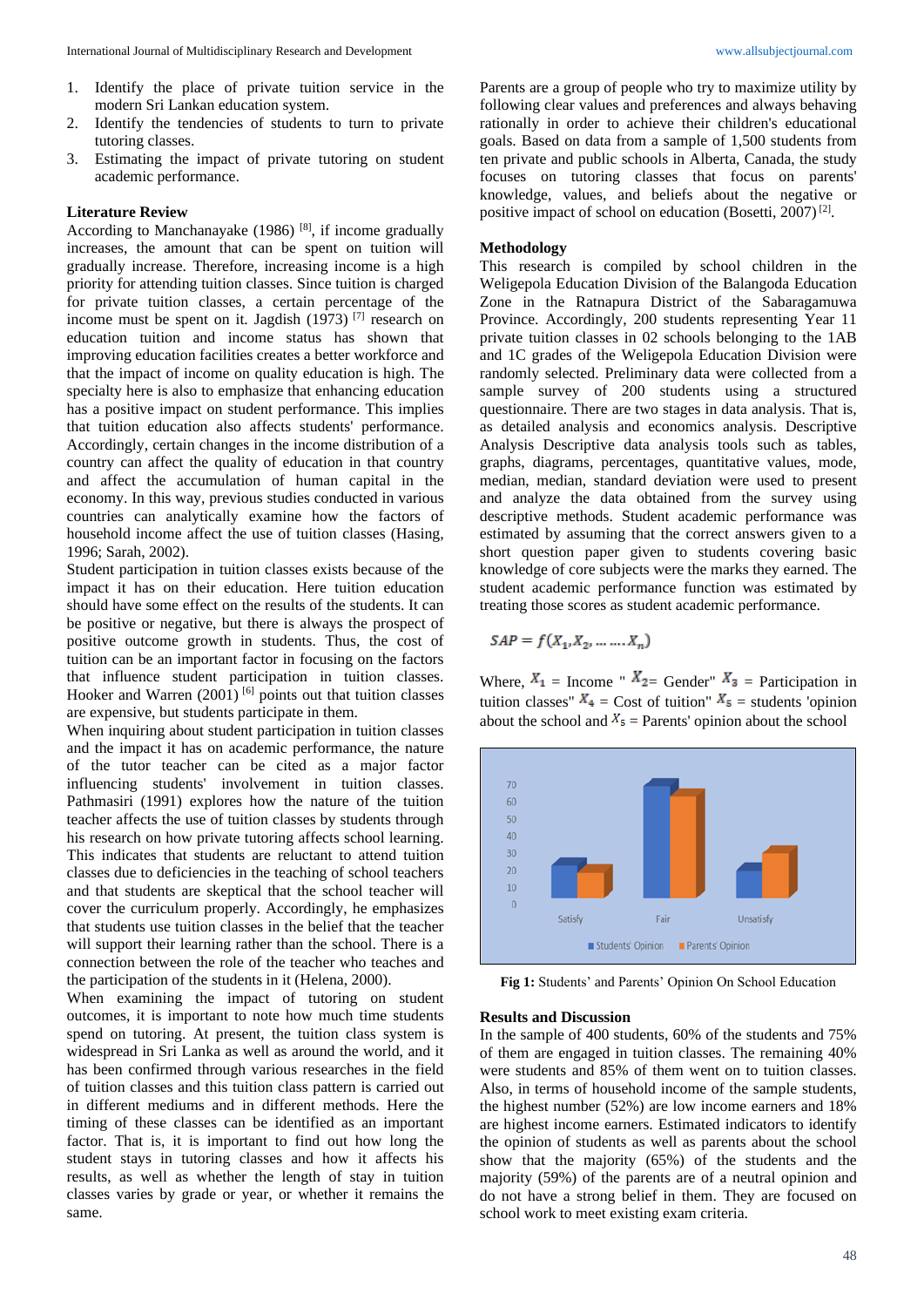1. Identify the place of private tuition service in the modern Sri Lankan education system.
2. Identify the tendencies of students to turn to private tutoring classes.
3. Estimating the impact of private tutoring on student academic performance.

## Literature Review

According to Manchanayake (1986) [8], if income gradually increases, the amount that can be spent on tuition will gradually increase. Therefore, increasing income is a high priority for attending tuition classes. Since tuition is charged for private tuition classes, a certain percentage of the income must be spent on it. Jagdish (1973) [7] research on education tuition and income status has shown that improving education facilities creates a better workforce and that the impact of income on quality education is high. The specialty here is also to emphasize that enhancing education has a positive impact on student performance. This implies that tuition education also affects students' performance. Accordingly, certain changes in the income distribution of a country can affect the quality of education in that country and affect the accumulation of human capital in the economy. In this way, previous studies conducted in various countries can analytically examine how the factors of household income affect the use of tuition classes (Hasing, 1996; Sarah, 2002).

Student participation in tuition classes exists because of the impact it has on their education. Here tuition education should have some effect on the results of the students. It can be positive or negative, but there is always the prospect of positive outcome growth in students. Thus, the cost of tuition can be an important factor in focusing on the factors that influence student participation in tuition classes. Hooker and Warren (2001) [6] points out that tuition classes are expensive, but students participate in them.

When inquiring about student participation in tuition classes and the impact it has on academic performance, the nature of the tutor teacher can be cited as a major factor influencing students' involvement in tuition classes. Pathmasiri (1991) explores how the nature of the tuition teacher affects the use of tuition classes by students through his research on how private tutoring affects school learning. This indicates that students are reluctant to attend tuition classes due to deficiencies in the teaching of school teachers and that students are skeptical that the school teacher will cover the curriculum properly. Accordingly, he emphasizes that students use tuition classes in the belief that the teacher will support their learning rather than the school. There is a connection between the role of the teacher who teaches and the participation of the students in it (Helena, 2000).

When examining the impact of tutoring on student outcomes, it is important to note how much time students spend on tutoring. At present, the tuition class system is widespread in Sri Lanka as well as around the world, and it has been confirmed through various researches in the field of tuition classes and this tuition class pattern is carried out in different mediums and in different methods. Here the timing of these classes can be identified as an important factor. That is, it is important to find out how long the student stays in tutoring classes and how it affects his results, as well as whether the length of stay in tuition classes varies by grade or year, or whether it remains the same.

Parents are a group of people who try to maximize utility by following clear values and preferences and always behaving rationally in order to achieve their children's educational goals. Based on data from a sample of 1,500 students from ten private and public schools in Alberta, Canada, the study focuses on tutoring classes that focus on parents' knowledge, values, and beliefs about the negative or positive impact of school on education (Bosetti, 2007) [2].

## Methodology

This research is compiled by school children in the Weligepola Education Division of the Balangoda Education Zone in the Ratnapura District of the Sabaragamuwa Province. Accordingly, 200 students representing Year 11 private tuition classes in 02 schools belonging to the 1AB and 1C grades of the Weligepola Education Division were randomly selected. Preliminary data were collected from a sample survey of 200 students using a structured questionnaire. There are two stages in data analysis. That is, as detailed analysis and economics analysis. Descriptive Analysis Descriptive data analysis tools such as tables, graphs, diagrams, percentages, quantitative values, mode, median, median, standard deviation were used to present and analyze the data obtained from the survey using descriptive methods. Student academic performance was estimated by assuming that the correct answers given to a short question paper given to students covering basic knowledge of core subjects were the marks they earned. The student academic performance function was estimated by treating those scores as student academic performance.

$$SAP = f(X_1, X_2, \dots \dots X_n)$$

Where, $X_1$ = Income " $X_2$= Gender" $X_3$ = Participation in tuition classes" $X_4$ = Cost of tuition" $X_5$ = students 'opinion about the school and $X_5$ = Parents' opinion about the school

**Fig 1:** Students' and Parents' Opinion On School Education

## Results and Discussion

In the sample of 400 students, 60% of the students and 75% of them are engaged in tuition classes. The remaining 40% were students and 85% of them went on to tuition classes. Also, in terms of household income of the sample students, the highest number (52%) are low income earners and 18% are highest income earners. Estimated indicators to identify the opinion of students as well as parents about the school show that the majority (65%) of the students and the majority (59%) of the parents are of a neutral opinion and do not have a strong belief in them. They are focused on school work to meet existing exam criteria.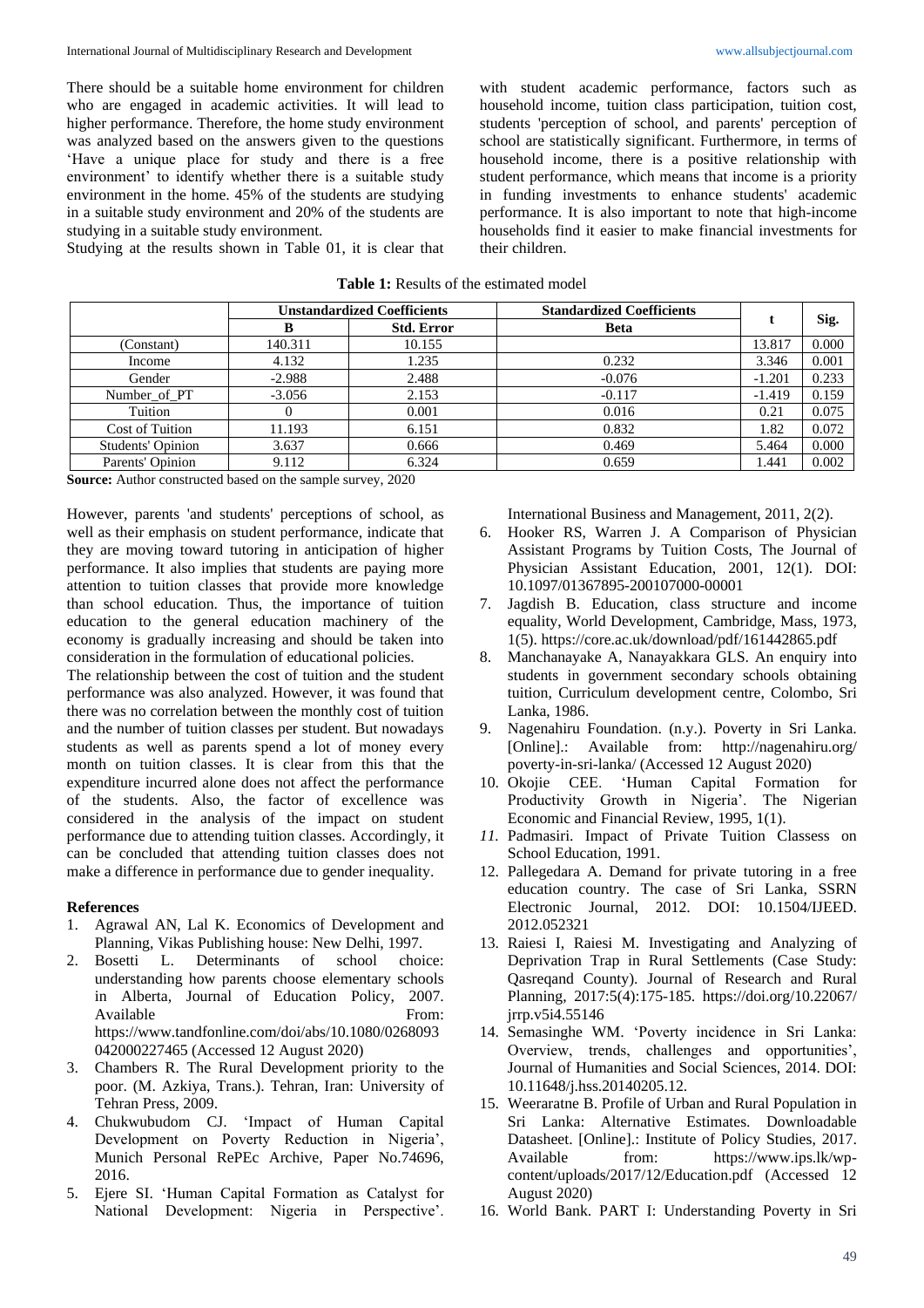There should be a suitable home environment for children who are engaged in academic activities. It will lead to higher performance. Therefore, the home study environment was analyzed based on the answers given to the questions 'Have a unique place for study and there is a free environment' to identify whether there is a suitable study environment in the home. 45% of the students are studying in a suitable study environment and 20% of the students are studying in a suitable study environment.

Studying at the results shown in Table 01, it is clear that with student academic performance, factors such as household income, tuition class participation, tuition cost, students 'perception of school, and parents' perception of school are statistically significant. Furthermore, in terms of household income, there is a positive relationship with student performance, which means that income is a priority in funding investments to enhance students' academic performance. It is also important to note that high-income households find it easier to make financial investments for their children.

**Table 1:** Results of the estimated model

| | Unstandardized Coefficients | | Standardized Coefficients | t | Sig. |
|---|---|---|---|---|---|
| | B | Std. Error | Beta | | |
| (Constant) | 140.311 | 10.155 | | 13.817 | 0.000 |
| Income | 4.132 | 1.235 | 0.232 | 3.346 | 0.001 |
| Gender | -2.988 | 2.488 | -0.076 | -1.201 | 0.233 |
| Number_of_PT | -3.056 | 2.153 | -0.117 | -1.419 | 0.159 |
| Tuition | 0 | 0.001 | 0.016 | 0.21 | 0.075 |
| Cost of Tuition | 11.193 | 6.151 | 0.832 | 1.82 | 0.072 |
| Students' Opinion | 3.637 | 0.666 | 0.469 | 5.464 | 0.000 |
| Parents' Opinion | 9.112 | 6.324 | 0.659 | 1.441 | 0.002 |

**Source:** Author constructed based on the sample survey, 2020

However, parents 'and students' perceptions of school, as well as their emphasis on student performance, indicate that they are moving toward tutoring in anticipation of higher performance. It also implies that students are paying more attention to tuition classes that provide more knowledge than school education. Thus, the importance of tuition education to the general education machinery of the economy is gradually increasing and should be taken into consideration in the formulation of educational policies.

The relationship between the cost of tuition and the student performance was also analyzed. However, it was found that there was no correlation between the monthly cost of tuition and the number of tuition classes per student. But nowadays students as well as parents spend a lot of money every month on tuition classes. It is clear from this that the expenditure incurred alone does not affect the performance of the students. Also, the factor of excellence was considered in the analysis of the impact on student performance due to attending tuition classes. Accordingly, it can be concluded that attending tuition classes does not make a difference in performance due to gender inequality.

## References

1. Agrawal AN, Lal K. Economics of Development and Planning, Vikas Publishing house: New Delhi, 1997.
2. Bosetti L. Determinants of school choice: understanding how parents choose elementary schools in Alberta, Journal of Education Policy, 2007. Available From: https://www.tandfonline.com/doi/abs/10.1080/0268093042000227465 (Accessed 12 August 2020)
3. Chambers R. The Rural Development priority to the poor. (M. Azkiya, Trans.). Tehran, Iran: University of Tehran Press, 2009.
4. Chukwubudom CJ. 'Impact of Human Capital Development on Poverty Reduction in Nigeria', Munich Personal RePEc Archive, Paper No.74696, 2016.
5. Ejere SI. 'Human Capital Formation as Catalyst for National Development: Nigeria in Perspective'. International Business and Management, 2011, 2(2).
6. Hooker RS, Warren J. A Comparison of Physician Assistant Programs by Tuition Costs, The Journal of Physician Assistant Education, 2001, 12(1). DOI: 10.1097/01367895-200107000-00001
7. Jagdish B. Education, class structure and income equality, World Development, Cambridge, Mass, 1973, 1(5). https://core.ac.uk/download/pdf/161442865.pdf
8. Manchanayake A, Nanayakkara GLS. An enquiry into students in government secondary schools obtaining tuition, Curriculum development centre, Colombo, Sri Lanka, 1986.
9. Nagenahiru Foundation. (n.y.). Poverty in Sri Lanka. [Online].: Available from: http://nagenahiru.org/poverty-in-sri-lanka/ (Accessed 12 August 2020)
10. Okojie CEE. 'Human Capital Formation for Productivity Growth in Nigeria'. The Nigerian Economic and Financial Review, 1995, 1(1).
11. Padmasiri. Impact of Private Tuition Classess on School Education, 1991.
12. Pallegedara A. Demand for private tutoring in a free education country. The case of Sri Lanka, SSRN Electronic Journal, 2012. DOI: 10.1504/IJEED.2012.052321
13. Raiesi I, Raiesi M. Investigating and Analyzing of Deprivation Trap in Rural Settlements (Case Study: Qasreqand County). Journal of Research and Rural Planning, 2017:5(4):175-185. https://doi.org/10.22067/jrrp.v5i4.55146
14. Semasinghe WM. 'Poverty incidence in Sri Lanka: Overview, trends, challenges and opportunities', Journal of Humanities and Social Sciences, 2014. DOI: 10.11648/j.hss.20140205.12.
15. Weeraratne B. Profile of Urban and Rural Population in Sri Lanka: Alternative Estimates. Downloadable Datasheet. [Online].: Institute of Policy Studies, 2017. Available from: https://www.ips.lk/wp-content/uploads/2017/12/Education.pdf (Accessed 12 August 2020)
16. World Bank. PART I: Understanding Poverty in Sri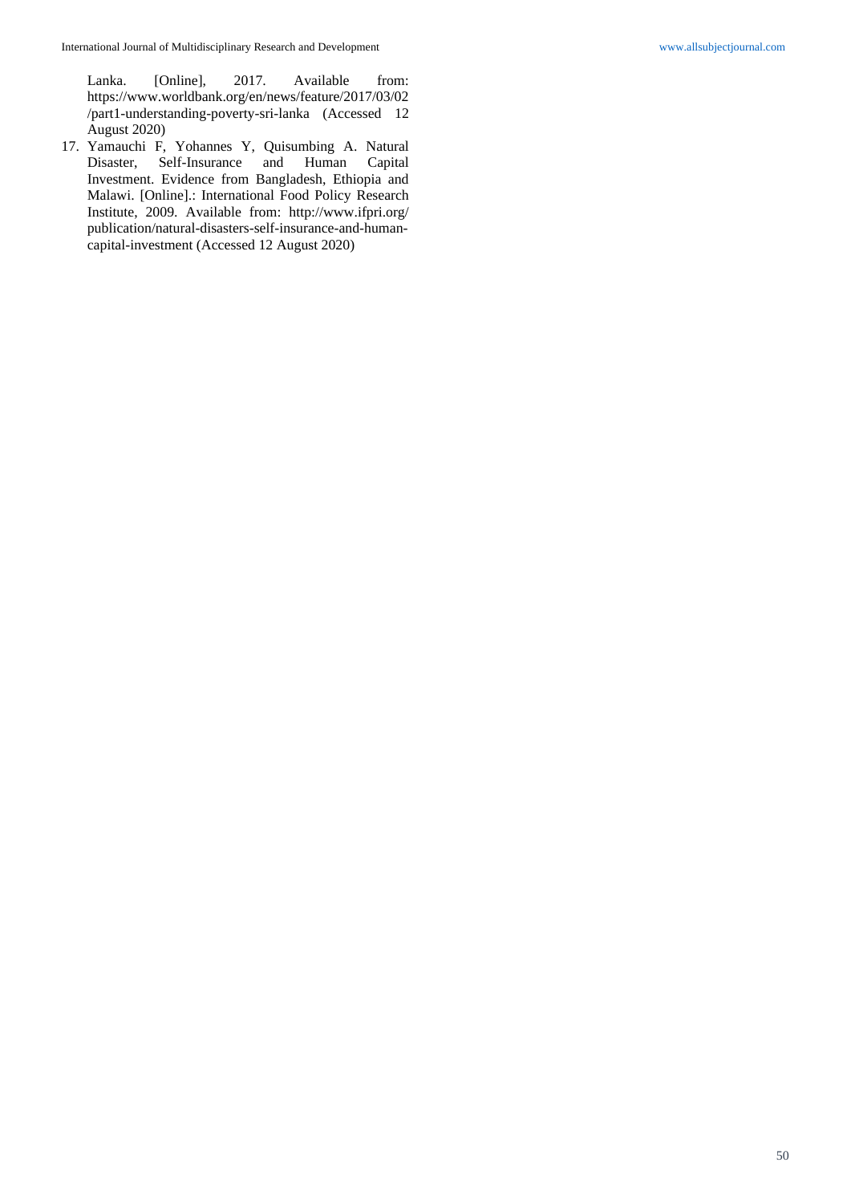Lanka. [Online], 2017. Available from: https://www.worldbank.org/en/news/feature/2017/03/02/part1-understanding-poverty-sri-lanka (Accessed 12 August 2020)

17. Yamauchi F, Yohannes Y, Quisumbing A. Natural Disaster, Self-Insurance and Human Capital Investment. Evidence from Bangladesh, Ethiopia and Malawi. [Online].: International Food Policy Research Institute, 2009. Available from: http://www.ifpri.org/publication/natural-disasters-self-insurance-and-human-capital-investment (Accessed 12 August 2020)